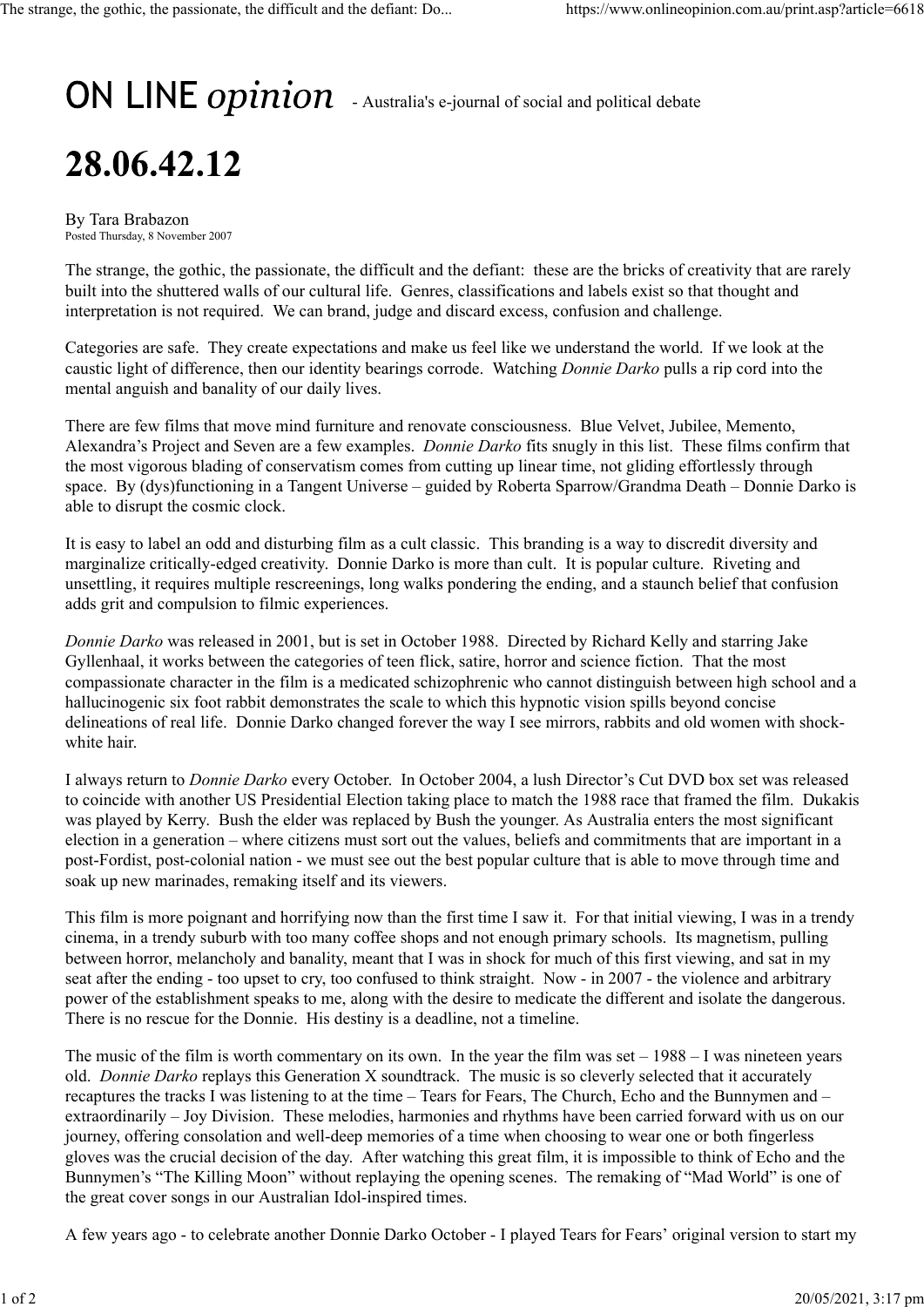ON LINE *opinion* - Australia's e-journal of social and political debate

# 28.06.42.12

By Tara Brabazon
Posted Thursday, 8 November 2007

The strange, the gothic, the passionate, the difficult and the defiant: these are the bricks of creativity that are rarely built into the shuttered walls of our cultural life. Genres, classifications and labels exist so that thought and interpretation is not required. We can brand, judge and discard excess, confusion and challenge.

Categories are safe. They create expectations and make us feel like we understand the world. If we look at the caustic light of difference, then our identity bearings corrode. Watching *Donnie Darko* pulls a rip cord into the mental anguish and banality of our daily lives.

There are few films that move mind furniture and renovate consciousness. Blue Velvet, Jubilee, Memento, Alexandra's Project and Seven are a few examples. *Donnie Darko* fits snugly in this list. These films confirm that the most vigorous blading of conservatism comes from cutting up linear time, not gliding effortlessly through space. By (dys)functioning in a Tangent Universe – guided by Roberta Sparrow/Grandma Death – Donnie Darko is able to disrupt the cosmic clock.

It is easy to label an odd and disturbing film as a cult classic. This branding is a way to discredit diversity and marginalize critically-edged creativity. Donnie Darko is more than cult. It is popular culture. Riveting and unsettling, it requires multiple rescreenings, long walks pondering the ending, and a staunch belief that confusion adds grit and compulsion to filmic experiences.

*Donnie Darko* was released in 2001, but is set in October 1988. Directed by Richard Kelly and starring Jake Gyllenhaal, it works between the categories of teen flick, satire, horror and science fiction. That the most compassionate character in the film is a medicated schizophrenic who cannot distinguish between high school and a hallucinogenic six foot rabbit demonstrates the scale to which this hypnotic vision spills beyond concise delineations of real life. Donnie Darko changed forever the way I see mirrors, rabbits and old women with shock-white hair.

I always return to *Donnie Darko* every October. In October 2004, a lush Director's Cut DVD box set was released to coincide with another US Presidential Election taking place to match the 1988 race that framed the film. Dukakis was played by Kerry. Bush the elder was replaced by Bush the younger. As Australia enters the most significant election in a generation – where citizens must sort out the values, beliefs and commitments that are important in a post-Fordist, post-colonial nation - we must see out the best popular culture that is able to move through time and soak up new marinades, remaking itself and its viewers.

This film is more poignant and horrifying now than the first time I saw it. For that initial viewing, I was in a trendy cinema, in a trendy suburb with too many coffee shops and not enough primary schools. Its magnetism, pulling between horror, melancholy and banality, meant that I was in shock for much of this first viewing, and sat in my seat after the ending - too upset to cry, too confused to think straight. Now - in 2007 - the violence and arbitrary power of the establishment speaks to me, along with the desire to medicate the different and isolate the dangerous. There is no rescue for the Donnie. His destiny is a deadline, not a timeline.

The music of the film is worth commentary on its own. In the year the film was set – 1988 – I was nineteen years old. *Donnie Darko* replays this Generation X soundtrack. The music is so cleverly selected that it accurately recaptures the tracks I was listening to at the time – Tears for Fears, The Church, Echo and the Bunnymen and – extraordinarily – Joy Division. These melodies, harmonies and rhythms have been carried forward with us on our journey, offering consolation and well-deep memories of a time when choosing to wear one or both fingerless gloves was the crucial decision of the day. After watching this great film, it is impossible to think of Echo and the Bunnymen's "The Killing Moon" without replaying the opening scenes. The remaking of "Mad World" is one of the great cover songs in our Australian Idol-inspired times.

A few years ago - to celebrate another Donnie Darko October - I played Tears for Fears' original version to start my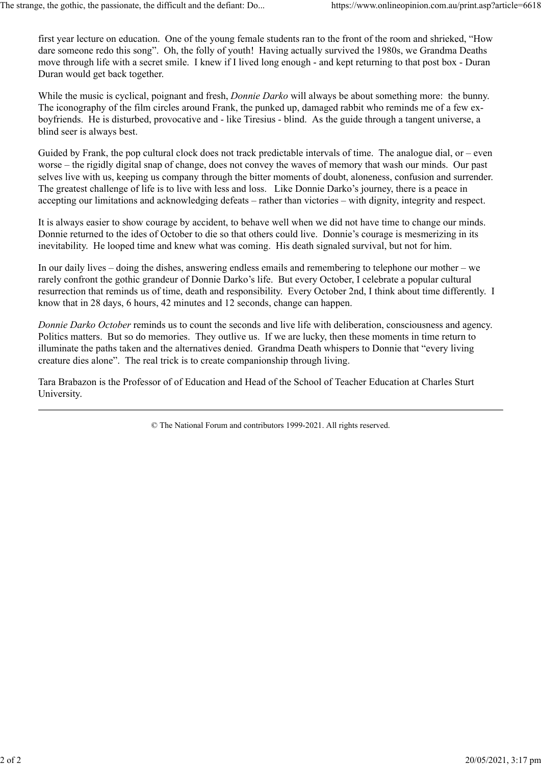first year lecture on education. One of the young female students ran to the front of the room and shrieked, "How dare someone redo this song". Oh, the folly of youth! Having actually survived the 1980s, we Grandma Deaths move through life with a secret smile. I knew if I lived long enough - and kept returning to that post box - Duran Duran would get back together.

While the music is cyclical, poignant and fresh, *Donnie Darko* will always be about something more: the bunny. The iconography of the film circles around Frank, the punked up, damaged rabbit who reminds me of a few ex-boyfriends. He is disturbed, provocative and - like Tiresius - blind. As the guide through a tangent universe, a blind seer is always best.

Guided by Frank, the pop cultural clock does not track predictable intervals of time. The analogue dial, or – even worse – the rigidly digital snap of change, does not convey the waves of memory that wash our minds. Our past selves live with us, keeping us company through the bitter moments of doubt, aloneness, confusion and surrender. The greatest challenge of life is to live with less and loss. Like Donnie Darko's journey, there is a peace in accepting our limitations and acknowledging defeats – rather than victories – with dignity, integrity and respect.

It is always easier to show courage by accident, to behave well when we did not have time to change our minds. Donnie returned to the ides of October to die so that others could live. Donnie's courage is mesmerizing in its inevitability. He looped time and knew what was coming. His death signaled survival, but not for him.

In our daily lives – doing the dishes, answering endless emails and remembering to telephone our mother – we rarely confront the gothic grandeur of Donnie Darko's life. But every October, I celebrate a popular cultural resurrection that reminds us of time, death and responsibility. Every October 2nd, I think about time differently. I know that in 28 days, 6 hours, 42 minutes and 12 seconds, change can happen.

*Donnie Darko October* reminds us to count the seconds and live life with deliberation, consciousness and agency. Politics matters. But so do memories. They outlive us. If we are lucky, then these moments in time return to illuminate the paths taken and the alternatives denied. Grandma Death whispers to Donnie that "every living creature dies alone". The real trick is to create companionship through living.

Tara Brabazon is the Professor of of Education and Head of the School of Teacher Education at Charles Sturt University.

---

© The National Forum and contributors 1999-2021. All rights reserved.